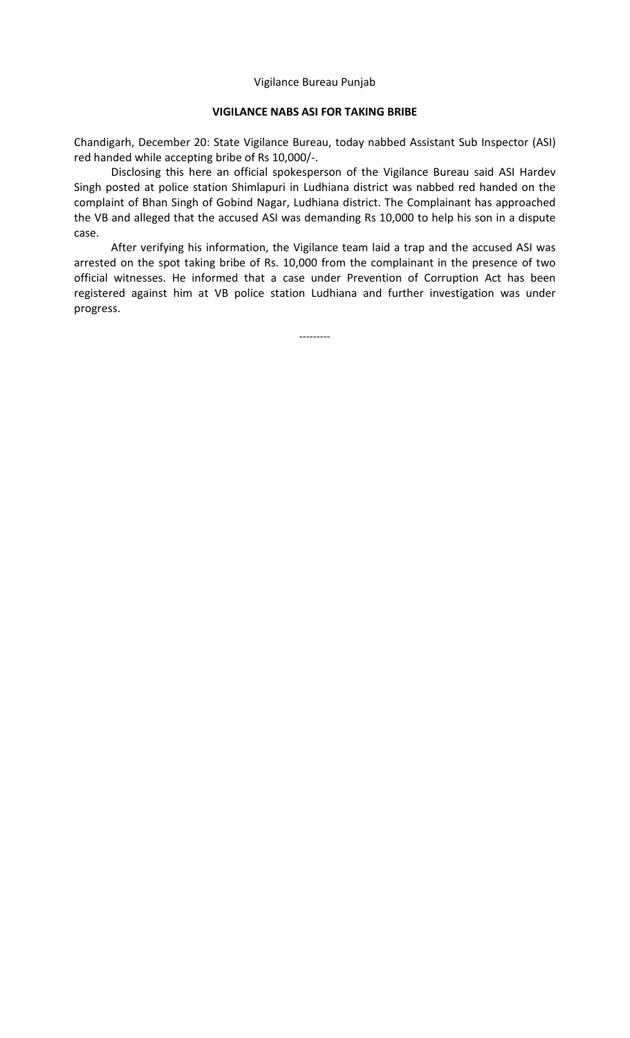Vigilance Bureau Punjab

## VIGILANCE NABS ASI FOR TAKING BRIBE

Chandigarh, December 20: State Vigilance Bureau, today nabbed Assistant Sub Inspector (ASI) red handed while accepting bribe of Rs 10,000/-.

Disclosing this here an official spokesperson of the Vigilance Bureau said ASI Hardev Singh posted at police station Shimlapuri in Ludhiana district was nabbed red handed on the complaint of Bhan Singh of Gobind Nagar, Ludhiana district. The Complainant has approached the VB and alleged that the accused ASI was demanding Rs 10,000 to help his son in a dispute case.

After verifying his information, the Vigilance team laid a trap and the accused ASI was arrested on the spot taking bribe of Rs. 10,000 from the complainant in the presence of two official witnesses. He informed that a case under Prevention of Corruption Act has been registered against him at VB police station Ludhiana and further investigation was under progress.

---------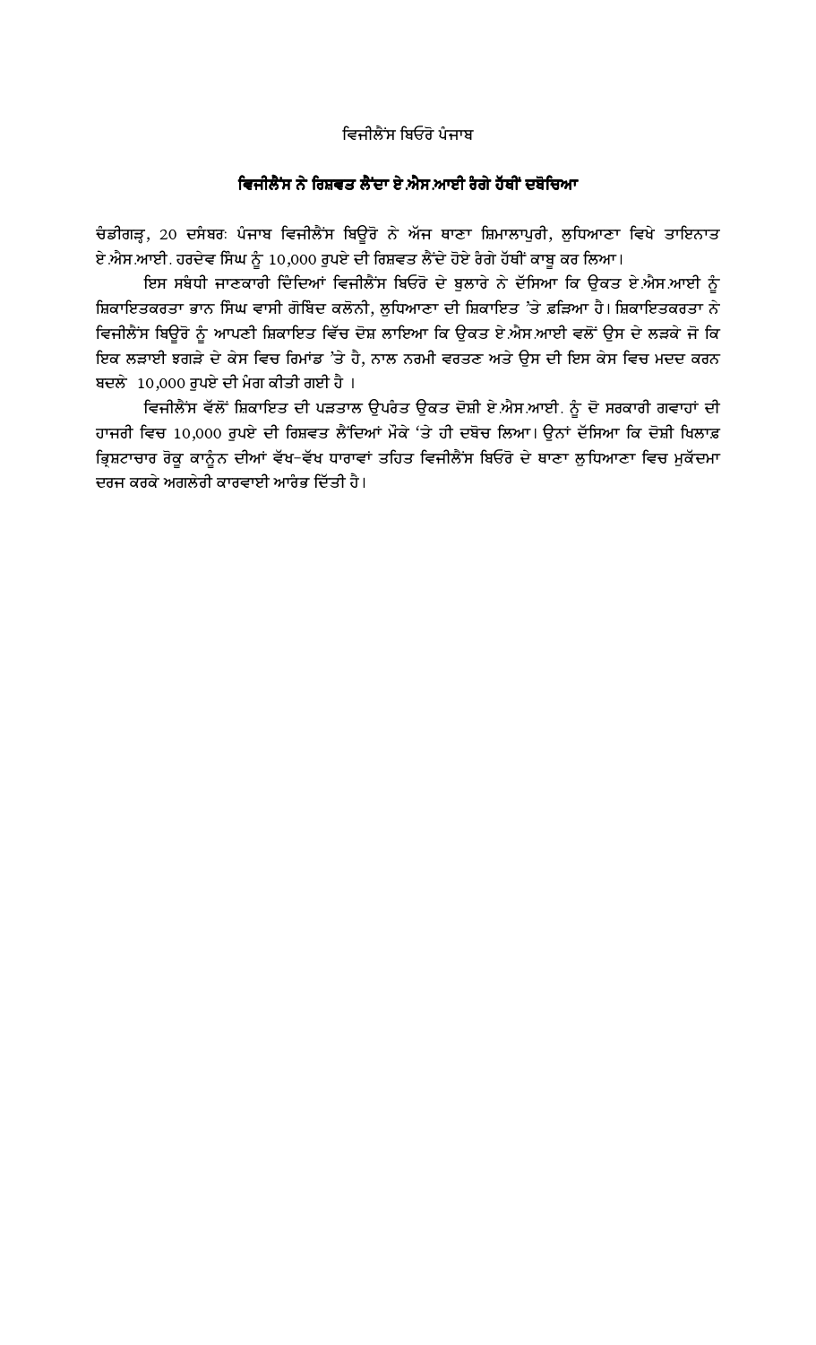ਵਿਜੀਲੈਂਸ ਬਿਓਰੋ ਪੰਜਾਬ

**ਵਿਜੀਲੈਂਸ ਨੇ ਰਿਸ਼ਵਤ ਲੈਂਦਾ ਏ.ਐਸ.ਆਈ ਰੰਗੇ ਹੱਥੀਂ ਦਬੋਚਿਆ**

ਚੰਡੀਗੜ੍ਹ, 20 ਦਸੰਬਰ: ਪੰਜਾਬ ਵਿਜੀਲੈਂਸ ਬਿਊਰੋ ਨੇ ਅੱਜ ਥਾਣਾ ਸ਼ਿਮਲਾਪੁਰੀ, ਲੁਧਿਆਣਾ ਵਿਖੇ ਤਾਇਨਾਤ ਏ.ਐਸ.ਆਈ. ਹਰਦੇਵ ਸਿੰਘ ਨੂੰ 10,000 ਰੁਪਏ ਦੀ ਰਿਸ਼ਵਤ ਲੈਂਦੇ ਹੋਏ ਰੰਗੇ ਹੱਥੀਂ ਕਾਬੂ ਕਰ ਲਿਆ।

ਇਸ ਸਬੰਧੀ ਜਾਣਕਾਰੀ ਦਿੰਦਿਆਂ ਵਿਜੀਲੈਂਸ ਬਿਓਰੋ ਦੇ ਬੁਲਾਰੇ ਨੇ ਦੱਸਿਆ ਕਿ ਉਕਤ ਏ.ਐਸ.ਆਈ ਨੂੰ ਸ਼ਿਕਾਇਤਕਰਤਾ ਭਾਨ ਸਿੰਘ ਵਾਸੀ ਗੋਬਿੰਦ ਕਲੋਨੀ, ਲੁਧਿਆਣਾ ਦੀ ਸ਼ਿਕਾਇਤ 'ਤੇ ਫੜਿਆ ਹੈ। ਸ਼ਿਕਾਇਤਕਰਤਾ ਨੇ ਵਿਜੀਲੈਂਸ ਬਿਊਰੋ ਨੂੰ ਆਪਣੀ ਸ਼ਿਕਾਇਤ ਵਿੱਚ ਦੋਸ਼ ਲਾਇਆ ਕਿ ਉਕਤ ਏ.ਐਸ.ਆਈ ਵਲੋਂ ਉਸ ਦੇ ਲੜਕੇ ਜੋ ਕਿ ਇਕ ਲੜਾਈ ਝਗੜੇ ਦੇ ਕੇਸ ਵਿਚ ਰਿਮਾਂਡ 'ਤੇ ਹੈ, ਨਾਲ ਨਰਮੀ ਵਰਤਣ ਅਤੇ ਉਸ ਦੀ ਇਸ ਕੇਸ ਵਿਚ ਮਦਦ ਕਰਨ ਬਦਲੇ 10,000 ਰੁਪਏ ਦੀ ਮੰਗ ਕੀਤੀ ਗਈ ਹੈ ।

ਵਿਜੀਲੈਂਸ ਵੱਲੋਂ ਸ਼ਿਕਾਇਤ ਦੀ ਪੜਤਾਲ ਉਪਰੰਤ ਉਕਤ ਦੋਸ਼ੀ ਏ.ਐਸ.ਆਈ. ਨੂੰ ਦੋ ਸਰਕਾਰੀ ਗਵਾਹਾਂ ਦੀ ਹਾਜਰੀ ਵਿਚ 10,000 ਰੁਪਏ ਦੀ ਰਿਸ਼ਵਤ ਲੈਂਦਿਆਂ ਮੌਕੇ 'ਤੇ ਹੀ ਦਬੋਚ ਲਿਆ। ਉਨਾਂ ਦੱਸਿਆ ਕਿ ਦੋਸ਼ੀ ਖਿਲਾਫ਼ ਭ੍ਰਿਸ਼ਟਾਚਾਰ ਰੋਕੂ ਕਾਨੂੰਨ ਦੀਆਂ ਵੱਖ-ਵੱਖ ਧਾਰਾਵਾਂ ਤਹਿਤ ਵਿਜੀਲੈਂਸ ਬਿਓਰੋ ਦੇ ਥਾਣਾ ਲੁਧਿਆਣਾ ਵਿਚ ਮੁਕੱਦਮਾ ਦਰਜ ਕਰਕੇ ਅਗਲੇਰੀ ਕਾਰਵਾਈ ਆਰੰਭ ਦਿੱਤੀ ਹੈ।